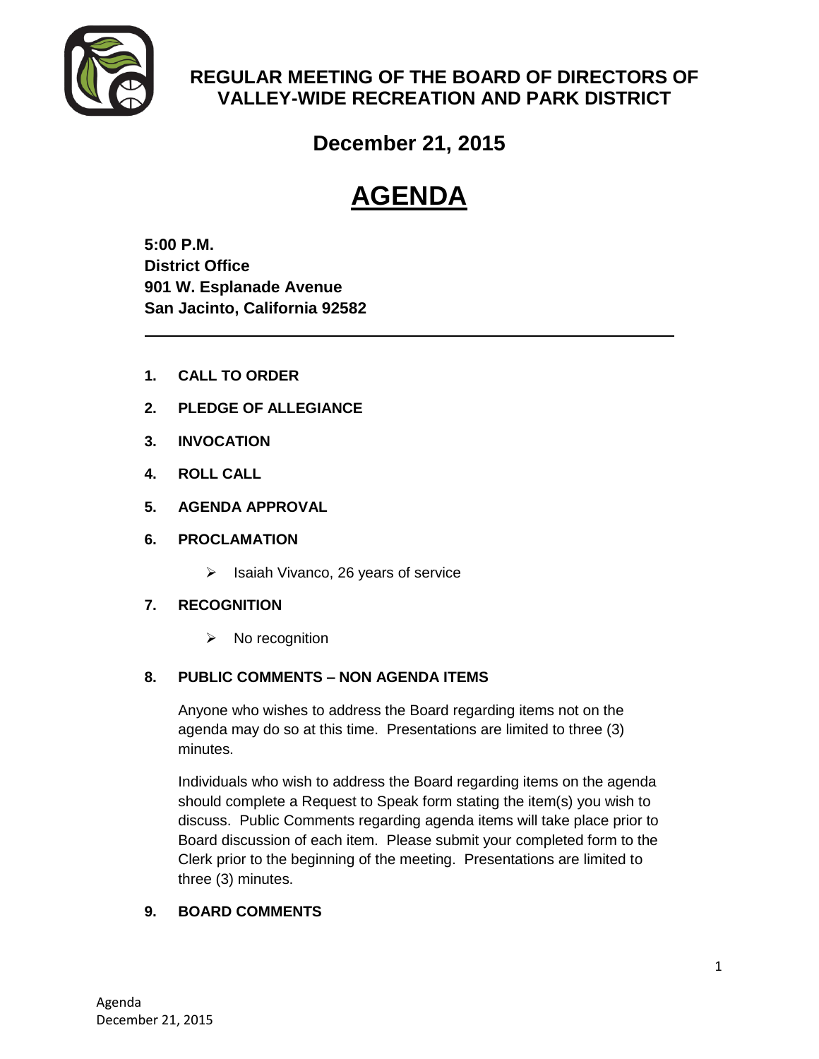# REGULAR MEETING OF THE BOARD OF DIRECTORS OF VALLEY-WIDE RECREATION AND PARK DISTRICT

## December 21, 2015

# AGENDA

**5:00 P.M.**
**District Office**
**901 W. Esplanade Avenue**
**San Jacinto, California 92582**

---

1. **CALL TO ORDER**

2. **PLEDGE OF ALLEGIANCE**

3. **INVOCATION**

4. **ROLL CALL**

5. **AGENDA APPROVAL**

6. **PROCLAMATION**

   - Isaiah Vivanco, 26 years of service

7. **RECOGNITION**

   - No recognition

8. **PUBLIC COMMENTS – NON AGENDA ITEMS**

   Anyone who wishes to address the Board regarding items not on the agenda may do so at this time. Presentations are limited to three (3) minutes.

   Individuals who wish to address the Board regarding items on the agenda should complete a Request to Speak form stating the item(s) you wish to discuss. Public Comments regarding agenda items will take place prior to Board discussion of each item. Please submit your completed form to the Clerk prior to the beginning of the meeting. Presentations are limited to three (3) minutes.

9. **BOARD COMMENTS**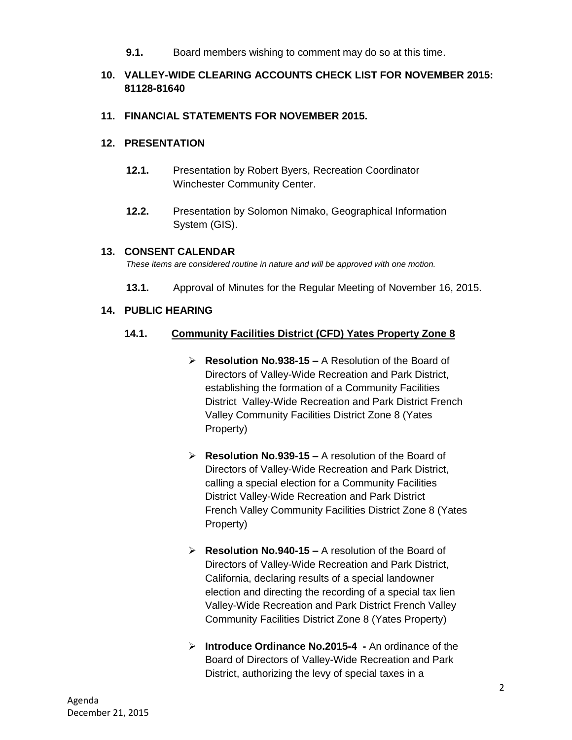**9.1.** Board members wishing to comment may do so at this time.

**10. VALLEY-WIDE CLEARING ACCOUNTS CHECK LIST FOR NOVEMBER 2015: 81128-81640**

**11. FINANCIAL STATEMENTS FOR NOVEMBER 2015.**

**12. PRESENTATION**

**12.1.** Presentation by Robert Byers, Recreation Coordinator Winchester Community Center.

**12.2.** Presentation by Solomon Nimako, Geographical Information System (GIS).

**13. CONSENT CALENDAR**

*These items are considered routine in nature and will be approved with one motion.*

**13.1.** Approval of Minutes for the Regular Meeting of November 16, 2015.

**14. PUBLIC HEARING**

**14.1. <u>Community Facilities District (CFD) Yates Property Zone 8</u>**

- **Resolution No.938-15 –** A Resolution of the Board of Directors of Valley-Wide Recreation and Park District, establishing the formation of a Community Facilities District Valley-Wide Recreation and Park District French Valley Community Facilities District Zone 8 (Yates Property)

- **Resolution No.939-15 –** A resolution of the Board of Directors of Valley-Wide Recreation and Park District, calling a special election for a Community Facilities District Valley-Wide Recreation and Park District French Valley Community Facilities District Zone 8 (Yates Property)

- **Resolution No.940-15 –** A resolution of the Board of Directors of Valley-Wide Recreation and Park District, California, declaring results of a special landowner election and directing the recording of a special tax lien Valley-Wide Recreation and Park District French Valley Community Facilities District Zone 8 (Yates Property)

- **Introduce Ordinance No.2015-4 -** An ordinance of the Board of Directors of Valley-Wide Recreation and Park District, authorizing the levy of special taxes in a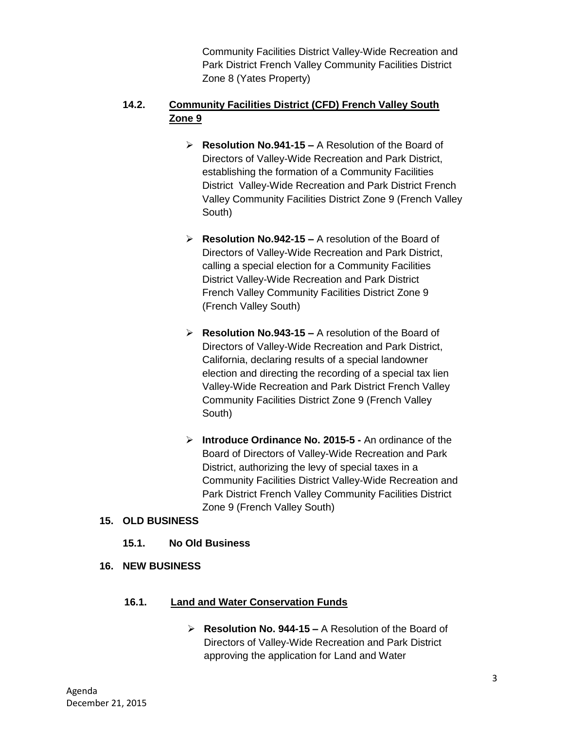Community Facilities District Valley-Wide Recreation and Park District French Valley Community Facilities District Zone 8 (Yates Property)

### 14.2. Community Facilities District (CFD) French Valley South Zone 9

- **Resolution No.941-15 –** A Resolution of the Board of Directors of Valley-Wide Recreation and Park District, establishing the formation of a Community Facilities District Valley-Wide Recreation and Park District French Valley Community Facilities District Zone 9 (French Valley South)

- **Resolution No.942-15 –** A resolution of the Board of Directors of Valley-Wide Recreation and Park District, calling a special election for a Community Facilities District Valley-Wide Recreation and Park District French Valley Community Facilities District Zone 9 (French Valley South)

- **Resolution No.943-15 –** A resolution of the Board of Directors of Valley-Wide Recreation and Park District, California, declaring results of a special landowner election and directing the recording of a special tax lien Valley-Wide Recreation and Park District French Valley Community Facilities District Zone 9 (French Valley South)

- **Introduce Ordinance No. 2015-5 -** An ordinance of the Board of Directors of Valley-Wide Recreation and Park District, authorizing the levy of special taxes in a Community Facilities District Valley-Wide Recreation and Park District French Valley Community Facilities District Zone 9 (French Valley South)

## 15. OLD BUSINESS

### 15.1. No Old Business

## 16. NEW BUSINESS

### 16.1. Land and Water Conservation Funds

- **Resolution No. 944-15 –** A Resolution of the Board of Directors of Valley-Wide Recreation and Park District approving the application for Land and Water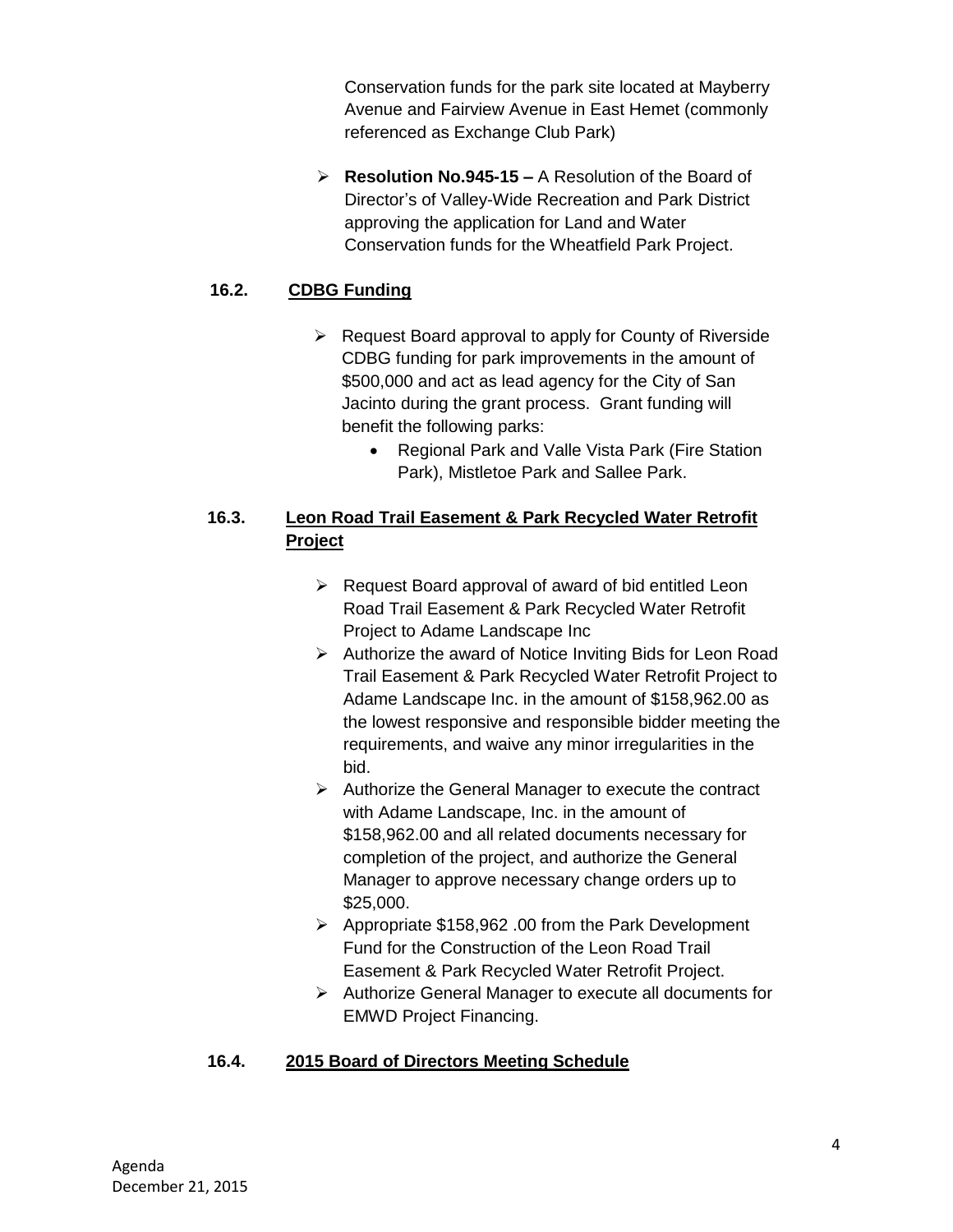Conservation funds for the park site located at Mayberry Avenue and Fairview Avenue in East Hemet (commonly referenced as Exchange Club Park)

- **Resolution No.945-15 –** A Resolution of the Board of Director's of Valley-Wide Recreation and Park District approving the application for Land and Water Conservation funds for the Wheatfield Park Project.

**16.2. CDBG Funding**

- Request Board approval to apply for County of Riverside CDBG funding for park improvements in the amount of $500,000 and act as lead agency for the City of San Jacinto during the grant process. Grant funding will benefit the following parks:
  - Regional Park and Valle Vista Park (Fire Station Park), Mistletoe Park and Sallee Park.

**16.3. Leon Road Trail Easement & Park Recycled Water Retrofit Project**

- Request Board approval of award of bid entitled Leon Road Trail Easement & Park Recycled Water Retrofit Project to Adame Landscape Inc
- Authorize the award of Notice Inviting Bids for Leon Road Trail Easement & Park Recycled Water Retrofit Project to Adame Landscape Inc. in the amount of $158,962.00 as the lowest responsive and responsible bidder meeting the requirements, and waive any minor irregularities in the bid.
- Authorize the General Manager to execute the contract with Adame Landscape, Inc. in the amount of $158,962.00 and all related documents necessary for completion of the project, and authorize the General Manager to approve necessary change orders up to $25,000.
- Appropriate $158,962 .00 from the Park Development Fund for the Construction of the Leon Road Trail Easement & Park Recycled Water Retrofit Project.
- Authorize General Manager to execute all documents for EMWD Project Financing.

**16.4. 2015 Board of Directors Meeting Schedule**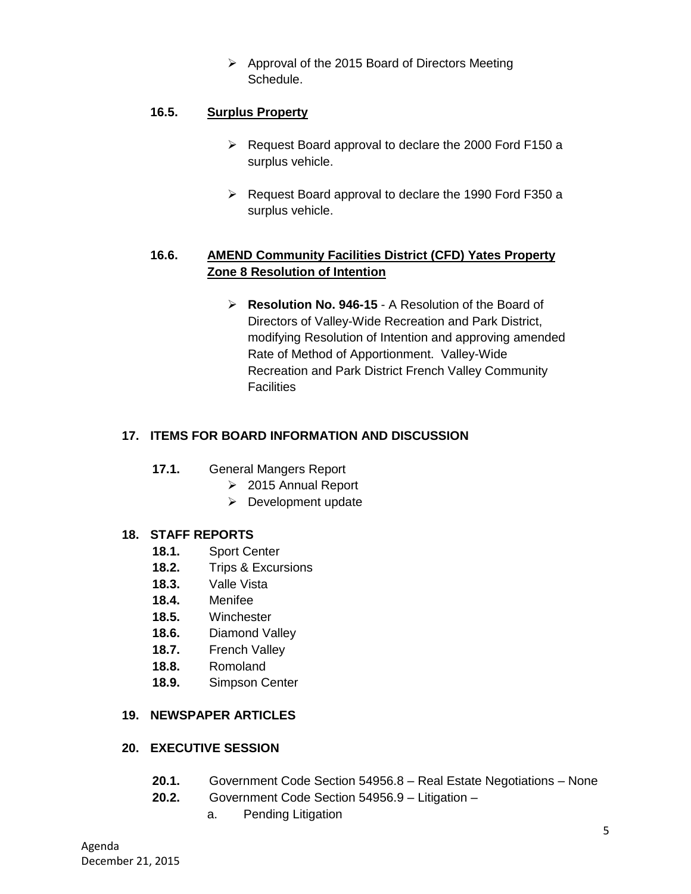- Approval of the 2015 Board of Directors Meeting Schedule.

### 16.5. Surplus Property

- Request Board approval to declare the 2000 Ford F150 a surplus vehicle.
- Request Board approval to declare the 1990 Ford F350 a surplus vehicle.

### 16.6. AMEND Community Facilities District (CFD) Yates Property Zone 8 Resolution of Intention

- **Resolution No. 946-15** - A Resolution of the Board of Directors of Valley-Wide Recreation and Park District, modifying Resolution of Intention and approving amended Rate of Method of Apportionment. Valley-Wide Recreation and Park District French Valley Community Facilities

## 17. ITEMS FOR BOARD INFORMATION AND DISCUSSION

**17.1.** General Mangers Report
- 2015 Annual Report
- Development update

## 18. STAFF REPORTS

**18.1.** Sport Center
**18.2.** Trips & Excursions
**18.3.** Valle Vista
**18.4.** Menifee
**18.5.** Winchester
**18.6.** Diamond Valley
**18.7.** French Valley
**18.8.** Romoland
**18.9.** Simpson Center

## 19. NEWSPAPER ARTICLES

## 20. EXECUTIVE SESSION

**20.1.** Government Code Section 54956.8 – Real Estate Negotiations – None
**20.2.** Government Code Section 54956.9 – Litigation –
a. Pending Litigation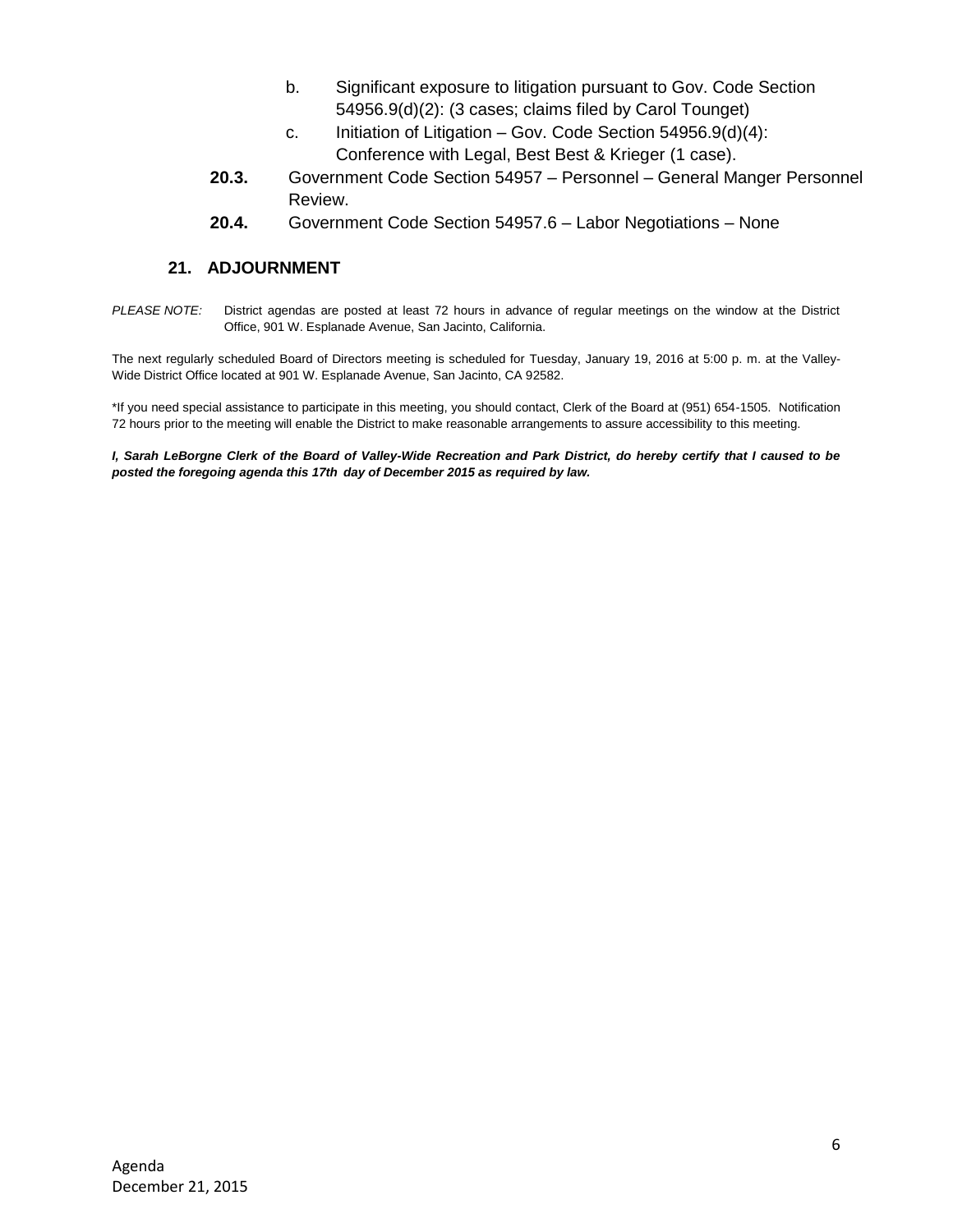b. Significant exposure to litigation pursuant to Gov. Code Section 54956.9(d)(2): (3 cases; claims filed by Carol Tounget)

c. Initiation of Litigation – Gov. Code Section 54956.9(d)(4): Conference with Legal, Best Best & Krieger (1 case).

**20.3.** Government Code Section 54957 – Personnel – General Manger Personnel Review.

**20.4.** Government Code Section 54957.6 – Labor Negotiations – None

## 21. ADJOURNMENT

*PLEASE NOTE:* District agendas are posted at least 72 hours in advance of regular meetings on the window at the District Office, 901 W. Esplanade Avenue, San Jacinto, California.

The next regularly scheduled Board of Directors meeting is scheduled for Tuesday, January 19, 2016 at 5:00 p. m. at the Valley-Wide District Office located at 901 W. Esplanade Avenue, San Jacinto, CA 92582.

*If you need special assistance to participate in this meeting, you should contact, Clerk of the Board at (951) 654-1505. Notification 72 hours prior to the meeting will enable the District to make reasonable arrangements to assure accessibility to this meeting.

***I, Sarah LeBorgne Clerk of the Board of Valley-Wide Recreation and Park District, do hereby certify that I caused to be posted the foregoing agenda this 17th day of December 2015 as required by law.***